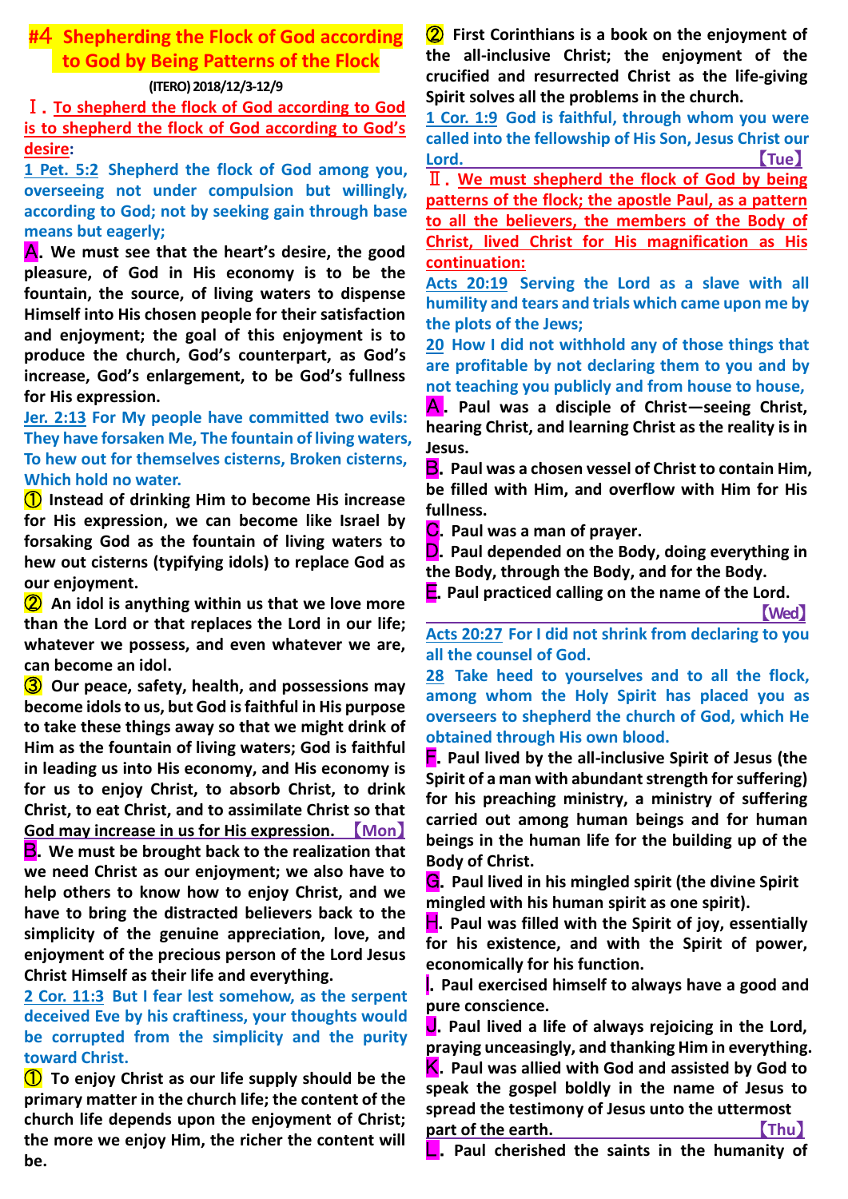# #4 Shepherding the Flock of God according to God by Being Patterns of the Flock

**(ITERO) 2018/12/3-12/9**

## Ⅰ. To shepherd the flock of God according to God is to shepherd the flock of God according to God's desire:

**1 Pet. 5:2 Shepherd the flock of God among you, overseeing not under compulsion but willingly, according to God; not by seeking gain through base means but eagerly;**

**A. We must see that the heart's desire, the good pleasure, of God in His economy is to be the fountain, the source, of living waters to dispense Himself into His chosen people for their satisfaction and enjoyment; the goal of this enjoyment is to produce the church, God's counterpart, as God's increase, God's enlargement, to be God's fullness for His expression.**

**Jer. 2:13 For My people have committed two evils: They have forsaken Me, The fountain of living waters, To hew out for themselves cisterns, Broken cisterns, Which hold no water.**

**① Instead of drinking Him to become His increase for His expression, we can become like Israel by forsaking God as the fountain of living waters to hew out cisterns (typifying idols) to replace God as our enjoyment.**

**② An idol is anything within us that we love more than the Lord or that replaces the Lord in our life; whatever we possess, and even whatever we are, can become an idol.**

**③ Our peace, safety, health, and possessions may become idols to us, but God is faithful in His purpose to take these things away so that we might drink of Him as the fountain of living waters; God is faithful in leading us into His economy, and His economy is for us to enjoy Christ, to absorb Christ, to drink Christ, to eat Christ, and to assimilate Christ so that God may increase in us for His expression.** 【Mon】

**B. We must be brought back to the realization that we need Christ as our enjoyment; we also have to help others to know how to enjoy Christ, and we have to bring the distracted believers back to the simplicity of the genuine appreciation, love, and enjoyment of the precious person of the Lord Jesus Christ Himself as their life and everything.**

**2 Cor. 11:3 But I fear lest somehow, as the serpent deceived Eve by his craftiness, your thoughts would be corrupted from the simplicity and the purity toward Christ.**

**① To enjoy Christ as our life supply should be the primary matter in the church life; the content of the church life depends upon the enjoyment of Christ; the more we enjoy Him, the richer the content will be.**

**② First Corinthians is a book on the enjoyment of the all-inclusive Christ; the enjoyment of the crucified and resurrected Christ as the life-giving Spirit solves all the problems in the church.**

**1 Cor. 1:9 God is faithful, through whom you were called into the fellowship of His Son, Jesus Christ our Lord.** 【Tue】

## Ⅱ. We must shepherd the flock of God by being patterns of the flock; the apostle Paul, as a pattern to all the believers, the members of the Body of Christ, lived Christ for His magnification as His continuation:

**Acts 20:19 Serving the Lord as a slave with all humility and tears and trials which came upon me by the plots of the Jews;**

**20 How I did not withhold any of those things that are profitable by not declaring them to you and by not teaching you publicly and from house to house,**

**A. Paul was a disciple of Christ—seeing Christ, hearing Christ, and learning Christ as the reality is in Jesus.**

**B. Paul was a chosen vessel of Christ to contain Him, be filled with Him, and overflow with Him for His fullness.**

**C. Paul was a man of prayer.**

**D. Paul depended on the Body, doing everything in the Body, through the Body, and for the Body.**

**E. Paul practiced calling on the name of the Lord.** 【Wed】

**Acts 20:27 For I did not shrink from declaring to you all the counsel of God.**

**28 Take heed to yourselves and to all the flock, among whom the Holy Spirit has placed you as overseers to shepherd the church of God, which He obtained through His own blood.**

**F. Paul lived by the all-inclusive Spirit of Jesus (the Spirit of a man with abundant strength for suffering) for his preaching ministry, a ministry of suffering carried out among human beings and for human beings in the human life for the building up of the Body of Christ.**

**G. Paul lived in his mingled spirit (the divine Spirit mingled with his human spirit as one spirit).**

**H. Paul was filled with the Spirit of joy, essentially for his existence, and with the Spirit of power, economically for his function.**

**I. Paul exercised himself to always have a good and pure conscience.**

**J. Paul lived a life of always rejoicing in the Lord, praying unceasingly, and thanking Him in everything.**

**K. Paul was allied with God and assisted by God to speak the gospel boldly in the name of Jesus to spread the testimony of Jesus unto the uttermost part of the earth.** 【Thu】

**L. Paul cherished the saints in the humanity of**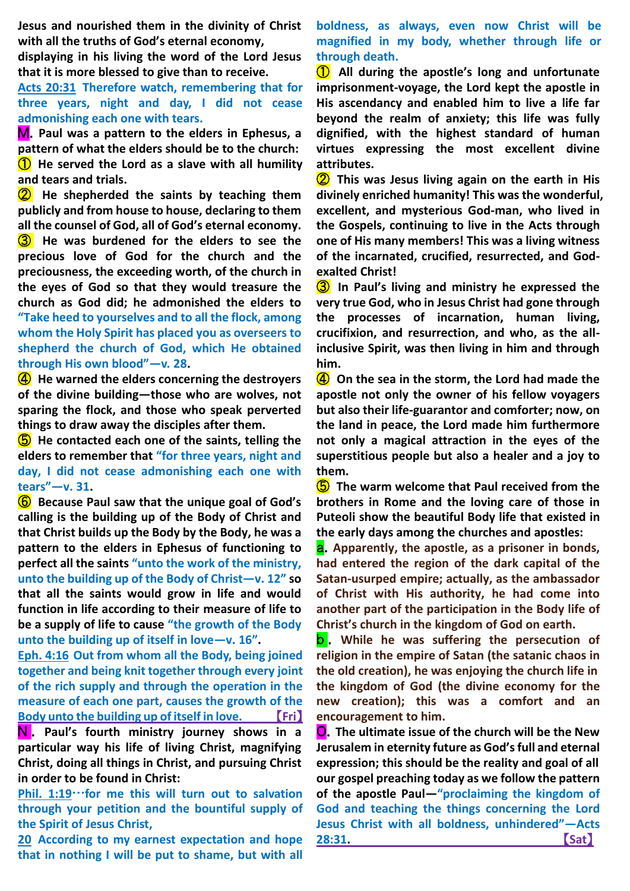**Jesus and nourished them in the divinity of Christ with all the truths of God's eternal economy, displaying in his living the word of the Lord Jesus that it is more blessed to give than to receive.**

**Acts 20:31 Therefore watch, remembering that for three years, night and day, I did not cease admonishing each one with tears.**

**M. Paul was a pattern to the elders in Ephesus, a pattern of what the elders should be to the church:**

**① He served the Lord as a slave with all humility and tears and trials.**

**② He shepherded the saints by teaching them publicly and from house to house, declaring to them all the counsel of God, all of God's eternal economy.**

**③ He was burdened for the elders to see the precious love of God for the church and the preciousness, the exceeding worth, of the church in the eyes of God so that they would treasure the church as God did; he admonished the elders to "Take heed to yourselves and to all the flock, among whom the Holy Spirit has placed you as overseers to shepherd the church of God, which He obtained through His own blood"—v. 28.**

**④ He warned the elders concerning the destroyers of the divine building—those who are wolves, not sparing the flock, and those who speak perverted things to draw away the disciples after them.**

**⑤ He contacted each one of the saints, telling the elders to remember that "for three years, night and day, I did not cease admonishing each one with tears"—v. 31.**

**⑥ Because Paul saw that the unique goal of God's calling is the building up of the Body of Christ and that Christ builds up the Body by the Body, he was a pattern to the elders in Ephesus of functioning to perfect all the saints "unto the work of the ministry, unto the building up of the Body of Christ—v. 12" so that all the saints would grow in life and would function in life according to their measure of life to be a supply of life to cause "the growth of the Body unto the building up of itself in love—v. 16".**

**Eph. 4:16 Out from whom all the Body, being joined together and being knit together through every joint of the rich supply and through the operation in the measure of each one part, causes the growth of the Body unto the building up of itself in love.** 【Fri】

**N. Paul's fourth ministry journey shows in a particular way his life of living Christ, magnifying Christ, doing all things in Christ, and pursuing Christ in order to be found in Christ:**

**Phil. 1:19…for me this will turn out to salvation through your petition and the bountiful supply of the Spirit of Jesus Christ,**

**20 According to my earnest expectation and hope that in nothing I will be put to shame, but with all boldness, as always, even now Christ will be magnified in my body, whether through life or through death.**

**① All during the apostle's long and unfortunate imprisonment-voyage, the Lord kept the apostle in His ascendancy and enabled him to live a life far beyond the realm of anxiety; this life was fully dignified, with the highest standard of human virtues expressing the most excellent divine attributes.**

**② This was Jesus living again on the earth in His divinely enriched humanity! This was the wonderful, excellent, and mysterious God-man, who lived in the Gospels, continuing to live in the Acts through one of His many members! This was a living witness of the incarnated, crucified, resurrected, and God-exalted Christ!**

**③ In Paul's living and ministry he expressed the very true God, who in Jesus Christ had gone through the processes of incarnation, human living, crucifixion, and resurrection, and who, as the all-inclusive Spirit, was then living in him and through him.**

**④ On the sea in the storm, the Lord had made the apostle not only the owner of his fellow voyagers but also their life-guarantor and comforter; now, on the land in peace, the Lord made him furthermore not only a magical attraction in the eyes of the superstitious people but also a healer and a joy to them.**

**⑤ The warm welcome that Paul received from the brothers in Rome and the loving care of those in Puteoli show the beautiful Body life that existed in the early days among the churches and apostles:**

**a. Apparently, the apostle, as a prisoner in bonds, had entered the region of the dark capital of the Satan-usurped empire; actually, as the ambassador of Christ with His authority, he had come into another part of the participation in the Body life of Christ's church in the kingdom of God on earth.**

**b. While he was suffering the persecution of religion in the empire of Satan (the satanic chaos in the old creation), he was enjoying the church life in the kingdom of God (the divine economy for the new creation); this was a comfort and an encouragement to him.**

**O. The ultimate issue of the church will be the New Jerusalem in eternity future as God's full and eternal expression; this should be the reality and goal of all our gospel preaching today as we follow the pattern of the apostle Paul—"proclaiming the kingdom of God and teaching the things concerning the Lord Jesus Christ with all boldness, unhindered"—Acts 28:31.** 【Sat】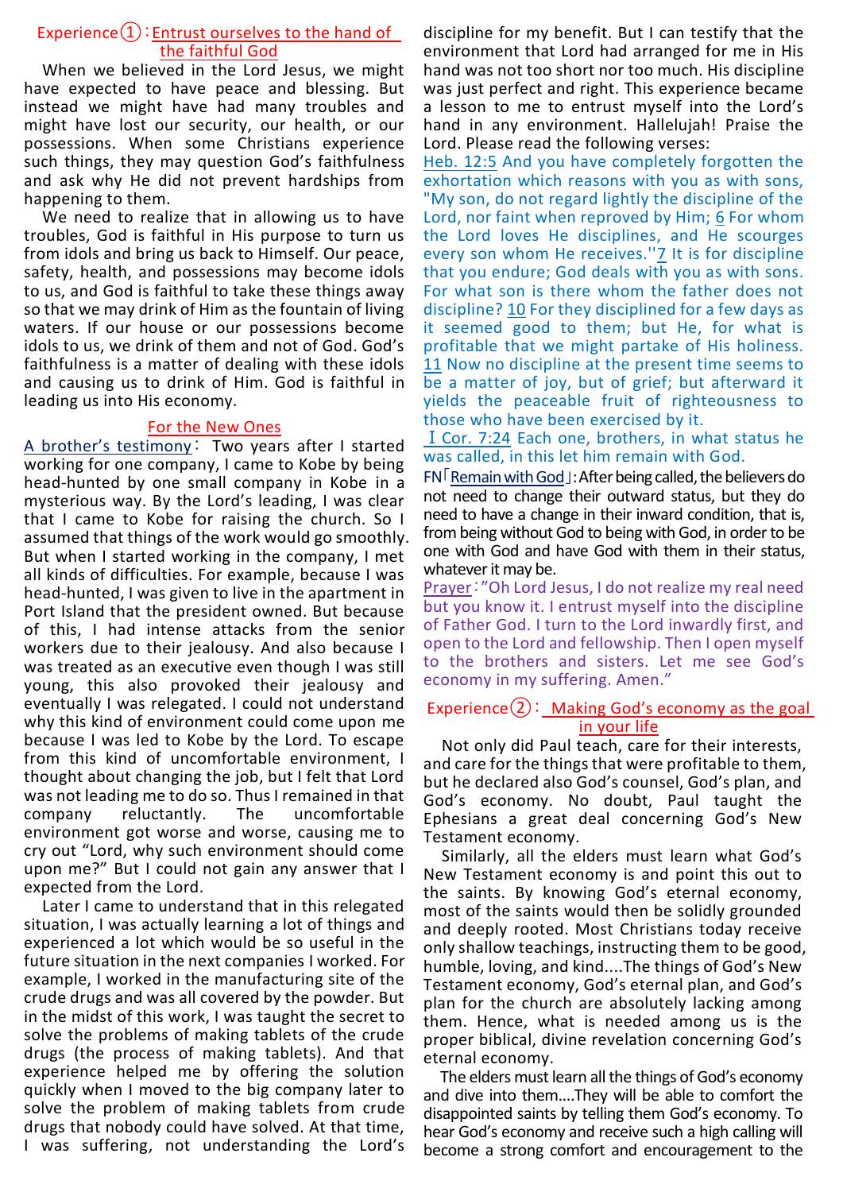## Experience①：Entrust ourselves to the hand of the faithful God

When we believed in the Lord Jesus, we might have expected to have peace and blessing. But instead we might have had many troubles and might have lost our security, our health, or our possessions. When some Christians experience such things, they may question God's faithfulness and ask why He did not prevent hardships from happening to them.

We need to realize that in allowing us to have troubles, God is faithful in His purpose to turn us from idols and bring us back to Himself. Our peace, safety, health, and possessions may become idols to us, and God is faithful to take these things away so that we may drink of Him as the fountain of living waters. If our house or our possessions become idols to us, we drink of them and not of God. God's faithfulness is a matter of dealing with these idols and causing us to drink of Him. God is faithful in leading us into His economy.

### For the New Ones

A brother's testimony： Two years after I started working for one company, I came to Kobe by being head-hunted by one small company in Kobe in a mysterious way. By the Lord's leading, I was clear that I came to Kobe for raising the church. So I assumed that things of the work would go smoothly. But when I started working in the company, I met all kinds of difficulties. For example, because I was head-hunted, I was given to live in the apartment in Port Island that the president owned. But because of this, I had intense attacks from the senior workers due to their jealousy. And also because I was treated as an executive even though I was still young, this also provoked their jealousy and eventually I was relegated. I could not understand why this kind of environment could come upon me because I was led to Kobe by the Lord. To escape from this kind of uncomfortable environment, I thought about changing the job, but I felt that Lord was not leading me to do so. Thus I remained in that company reluctantly. The uncomfortable environment got worse and worse, causing me to cry out "Lord, why such environment should come upon me?" But I could not gain any answer that I expected from the Lord.

Later I came to understand that in this relegated situation, I was actually learning a lot of things and experienced a lot which would be so useful in the future situation in the next companies I worked. For example, I worked in the manufacturing site of the crude drugs and was all covered by the powder. But in the midst of this work, I was taught the secret to solve the problems of making tablets of the crude drugs (the process of making tablets). And that experience helped me by offering the solution quickly when I moved to the big company later to solve the problem of making tablets from crude drugs that nobody could have solved. At that time, I was suffering, not understanding the Lord's discipline for my benefit. But I can testify that the environment that Lord had arranged for me in His hand was not too short nor too much. His discipline was just perfect and right. This experience became a lesson to me to entrust myself into the Lord's hand in any environment. Hallelujah! Praise the Lord. Please read the following verses:

Heb. 12:5 And you have completely forgotten the exhortation which reasons with you as with sons, "My son, do not regard lightly the discipline of the Lord, nor faint when reproved by Him; 6 For whom the Lord loves He disciplines, and He scourges every son whom He receives.'' 7 It is for discipline that you endure; God deals with you as with sons. For what son is there whom the father does not discipline? 10 For they disciplined for a few days as it seemed good to them; but He, for what is profitable that we might partake of His holiness. 11 Now no discipline at the present time seems to be a matter of joy, but of grief; but afterward it yields the peaceable fruit of righteousness to those who have been exercised by it.

I Cor. 7:24 Each one, brothers, in what status he was called, in this let him remain with God.

FN「Remain with God」: After being called, the believers do not need to change their outward status, but they do need to have a change in their inward condition, that is, from being without God to being with God, in order to be one with God and have God with them in their status, whatever it may be.

Prayer：''Oh Lord Jesus, I do not realize my real need but you know it. I entrust myself into the discipline of Father God. I turn to the Lord inwardly first, and open to the Lord and fellowship. Then I open myself to the brothers and sisters. Let me see God's economy in my suffering. Amen."

## Experience②： Making God's economy as the goal in your life

Not only did Paul teach, care for their interests, and care for the things that were profitable to them, but he declared also God's counsel, God's plan, and God's economy. No doubt, Paul taught the Ephesians a great deal concerning God's New Testament economy.

Similarly, all the elders must learn what God's New Testament economy is and point this out to the saints. By knowing God's eternal economy, most of the saints would then be solidly grounded and deeply rooted. Most Christians today receive only shallow teachings, instructing them to be good, humble, loving, and kind....The things of God's New Testament economy, God's eternal plan, and God's plan for the church are absolutely lacking among them. Hence, what is needed among us is the proper biblical, divine revelation concerning God's eternal economy.

The elders must learn all the things of God's economy and dive into them....They will be able to comfort the disappointed saints by telling them God's economy. To hear God's economy and receive such a high calling will become a strong comfort and encouragement to the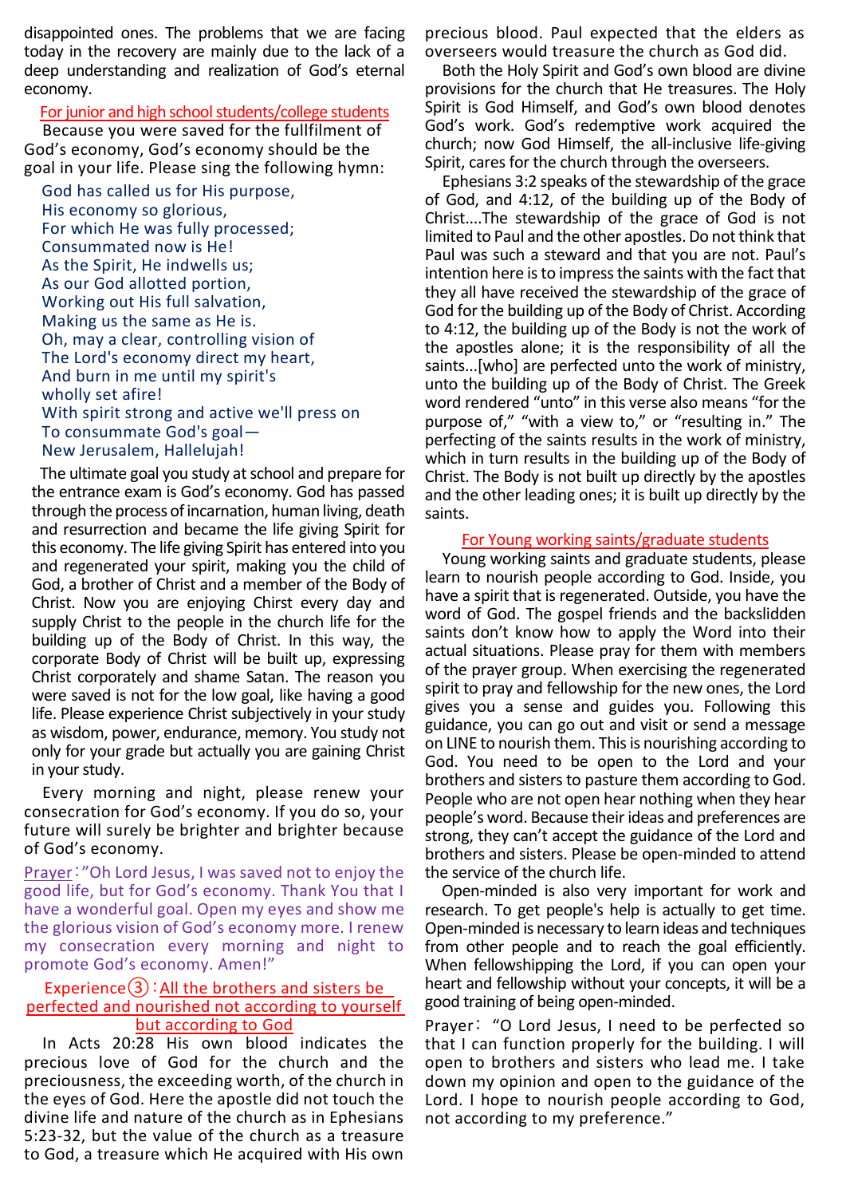disappointed ones. The problems that we are facing today in the recovery are mainly due to the lack of a deep understanding and realization of God's eternal economy.

For junior and high school students/college students

Because you were saved for the fullfilment of God's economy, God's economy should be the goal in your life. Please sing the following hymn:

God has called us for His purpose,
His economy so glorious,
For which He was fully processed;
Consummated now is He!
As the Spirit, He indwells us;
As our God allotted portion,
Working out His full salvation,
Making us the same as He is.
Oh, may a clear, controlling vision of
The Lord's economy direct my heart,
And burn in me until my spirit's
wholly set afire!
With spirit strong and active we'll press on
To consummate God's goal—
New Jerusalem, Hallelujah!

The ultimate goal you study at school and prepare for the entrance exam is God's economy. God has passed through the process of incarnation, human living, death and resurrection and became the life giving Spirit for this economy. The life giving Spirit has entered into you and regenerated your spirit, making you the child of God, a brother of Christ and a member of the Body of Christ. Now you are enjoying Chirst every day and supply Christ to the people in the church life for the building up of the Body of Christ. In this way, the corporate Body of Christ will be built up, expressing Christ corporately and shame Satan. The reason you were saved is not for the low goal, like having a good life. Please experience Christ subjectively in your study as wisdom, power, endurance, memory. You study not only for your grade but actually you are gaining Christ in your study.

Every morning and night, please renew your consecration for God's economy. If you do so, your future will surely be brighter and brighter because of God's economy.

Prayer："Oh Lord Jesus, I was saved not to enjoy the good life, but for God's economy. Thank You that I have a wonderful goal. Open my eyes and show me the glorious vision of God's economy more. I renew my consecration every morning and night to promote God's economy. Amen!"

Experience③：All the brothers and sisters be perfected and nourished not according to yourself but according to God

In Acts 20:28 His own blood indicates the precious love of God for the church and the preciousness, the exceeding worth, of the church in the eyes of God. Here the apostle did not touch the divine life and nature of the church as in Ephesians 5:23-32, but the value of the church as a treasure to God, a treasure which He acquired with His own precious blood. Paul expected that the elders as overseers would treasure the church as God did.

Both the Holy Spirit and God's own blood are divine provisions for the church that He treasures. The Holy Spirit is God Himself, and God's own blood denotes God's work. God's redemptive work acquired the church; now God Himself, the all-inclusive life-giving Spirit, cares for the church through the overseers.

Ephesians 3:2 speaks of the stewardship of the grace of God, and 4:12, of the building up of the Body of Christ....The stewardship of the grace of God is not limited to Paul and the other apostles. Do not think that Paul was such a steward and that you are not. Paul's intention here is to impress the saints with the fact that they all have received the stewardship of the grace of God for the building up of the Body of Christ. According to 4:12, the building up of the Body is not the work of the apostles alone; it is the responsibility of all the saints...[who] are perfected unto the work of ministry, unto the building up of the Body of Christ. The Greek word rendered "unto" in this verse also means "for the purpose of," "with a view to," or "resulting in." The perfecting of the saints results in the work of ministry, which in turn results in the building up of the Body of Christ. The Body is not built up directly by the apostles and the other leading ones; it is built up directly by the saints.

For Young working saints/graduate students

Young working saints and graduate students, please learn to nourish people according to God. Inside, you have a spirit that is regenerated. Outside, you have the word of God. The gospel friends and the backslidden saints don't know how to apply the Word into their actual situations. Please pray for them with members of the prayer group. When exercising the regenerated spirit to pray and fellowship for the new ones, the Lord gives you a sense and guides you. Following this guidance, you can go out and visit or send a message on LINE to nourish them. This is nourishing according to God. You need to be open to the Lord and your brothers and sisters to pasture them according to God. People who are not open hear nothing when they hear people's word. Because their ideas and preferences are strong, they can't accept the guidance of the Lord and brothers and sisters. Please be open-minded to attend the service of the church life.

Open-minded is also very important for work and research. To get people's help is actually to get time. Open-minded is necessary to learn ideas and techniques from other people and to reach the goal efficiently. When fellowshipping the Lord, if you can open your heart and fellowship without your concepts, it will be a good training of being open-minded.

Prayer："O Lord Jesus, I need to be perfected so that I can function properly for the building. I will open to brothers and sisters who lead me. I take down my opinion and open to the guidance of the Lord. I hope to nourish people according to God, not according to my preference."